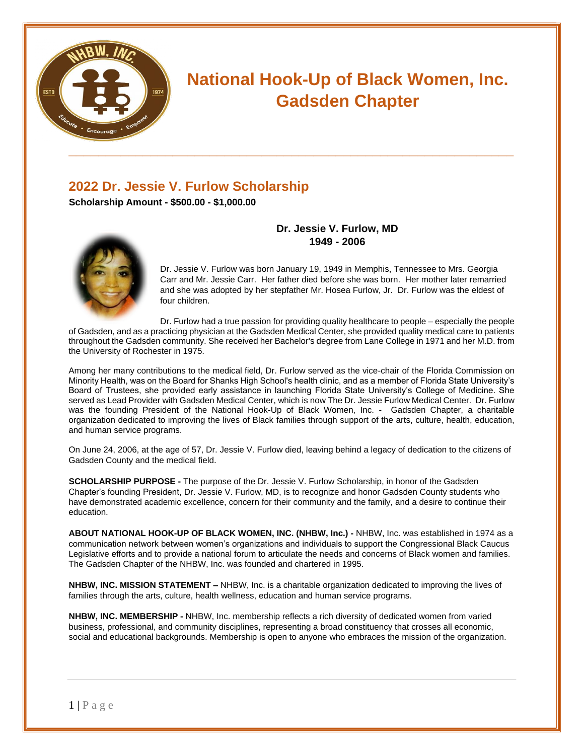# National Hook-Up of Black Women, Inc. Gadsden Chapter

## 2022 Dr. Jessie V. Furlow Scholarship

**Scholarship Amount - $500.00 - $1,000.00**

**Dr. Jessie V. Furlow, MD**
**1949 - 2006**

Dr. Jessie V. Furlow was born January 19, 1949 in Memphis, Tennessee to Mrs. Georgia Carr and Mr. Jessie Carr. Her father died before she was born. Her mother later remarried and she was adopted by her stepfather Mr. Hosea Furlow, Jr. Dr. Furlow was the eldest of four children.

Dr. Furlow had a true passion for providing quality healthcare to people – especially the people of Gadsden, and as a practicing physician at the Gadsden Medical Center, she provided quality medical care to patients throughout the Gadsden community. She received her Bachelor's degree from Lane College in 1971 and her M.D. from the University of Rochester in 1975.

Among her many contributions to the medical field, Dr. Furlow served as the vice-chair of the Florida Commission on Minority Health, was on the Board for Shanks High School's health clinic, and as a member of Florida State University's Board of Trustees, she provided early assistance in launching Florida State University's College of Medicine. She served as Lead Provider with Gadsden Medical Center, which is now The Dr. Jessie Furlow Medical Center. Dr. Furlow was the founding President of the National Hook-Up of Black Women, Inc. - Gadsden Chapter, a charitable organization dedicated to improving the lives of Black families through support of the arts, culture, health, education, and human service programs.

On June 24, 2006, at the age of 57, Dr. Jessie V. Furlow died, leaving behind a legacy of dedication to the citizens of Gadsden County and the medical field.

**SCHOLARSHIP PURPOSE -** The purpose of the Dr. Jessie V. Furlow Scholarship, in honor of the Gadsden Chapter's founding President, Dr. Jessie V. Furlow, MD, is to recognize and honor Gadsden County students who have demonstrated academic excellence, concern for their community and the family, and a desire to continue their education.

**ABOUT NATIONAL HOOK-UP OF BLACK WOMEN, INC. (NHBW, Inc.) -** NHBW, Inc. was established in 1974 as a communication network between women's organizations and individuals to support the Congressional Black Caucus Legislative efforts and to provide a national forum to articulate the needs and concerns of Black women and families. The Gadsden Chapter of the NHBW, Inc. was founded and chartered in 1995.

**NHBW, INC. MISSION STATEMENT –** NHBW, Inc. is a charitable organization dedicated to improving the lives of families through the arts, culture, health wellness, education and human service programs.

**NHBW, INC. MEMBERSHIP -** NHBW, Inc. membership reflects a rich diversity of dedicated women from varied business, professional, and community disciplines, representing a broad constituency that crosses all economic, social and educational backgrounds. Membership is open to anyone who embraces the mission of the organization.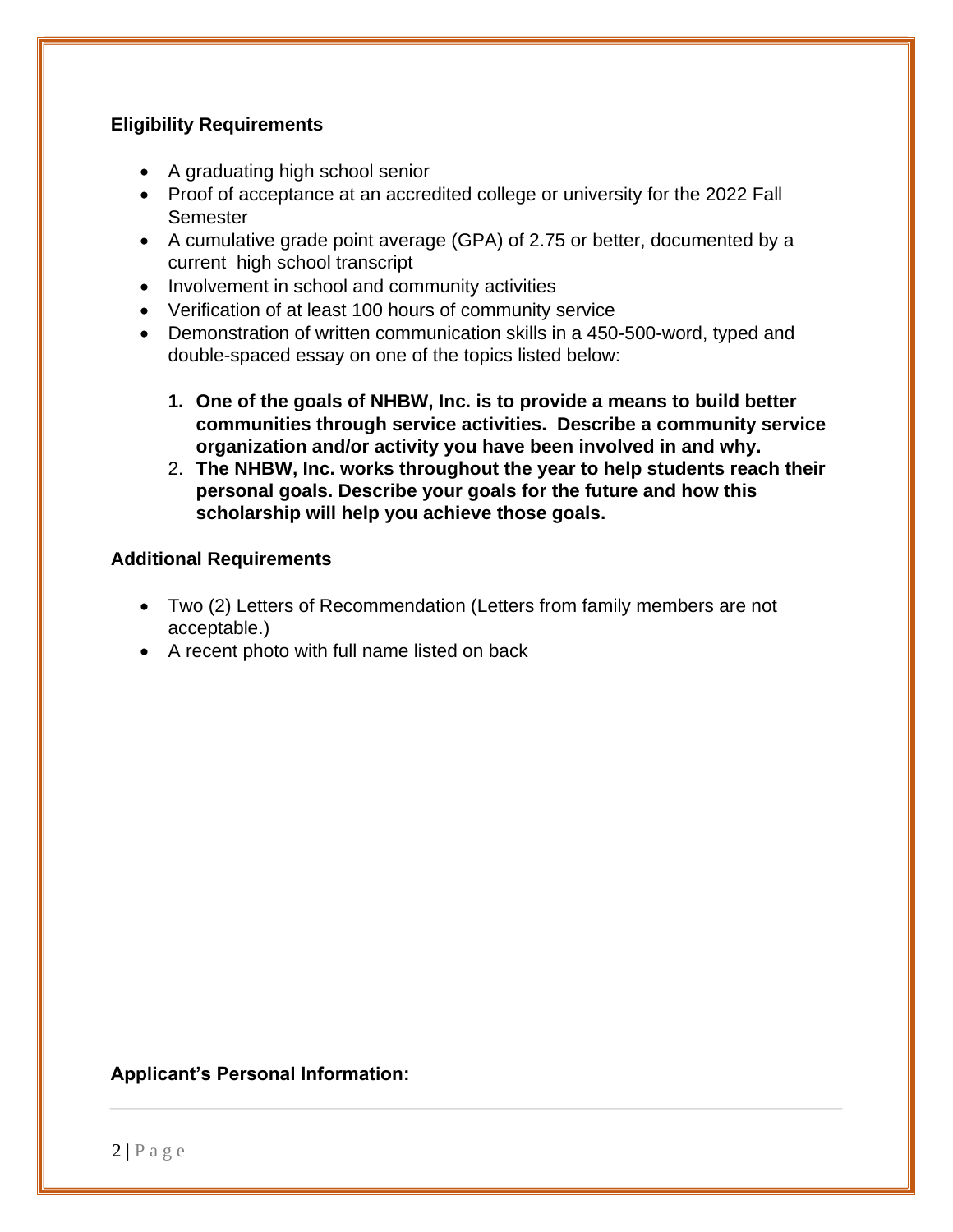**Eligibility Requirements**

- A graduating high school senior
- Proof of acceptance at an accredited college or university for the 2022 Fall Semester
- A cumulative grade point average (GPA) of 2.75 or better, documented by a current high school transcript
- Involvement in school and community activities
- Verification of at least 100 hours of community service
- Demonstration of written communication skills in a 450-500-word, typed and double-spaced essay on one of the topics listed below:

  1. **One of the goals of NHBW, Inc. is to provide a means to build better communities through service activities. Describe a community service organization and/or activity you have been involved in and why.**
  2. **The NHBW, Inc. works throughout the year to help students reach their personal goals. Describe your goals for the future and how this scholarship will help you achieve those goals.**

**Additional Requirements**

- Two (2) Letters of Recommendation (Letters from family members are not acceptable.)
- A recent photo with full name listed on back

**Applicant's Personal Information:**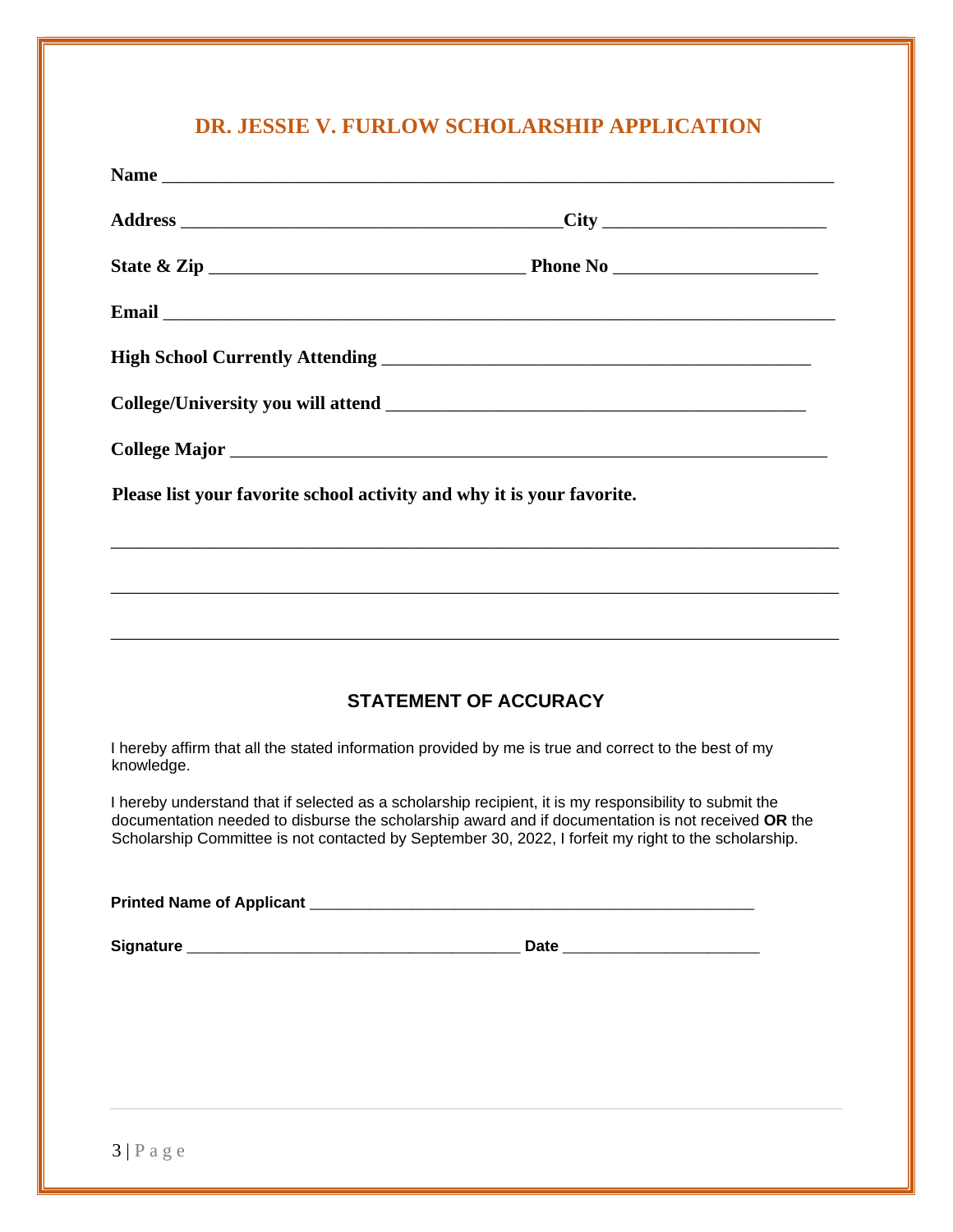## DR. JESSIE V. FURLOW SCHOLARSHIP APPLICATION

**Name** ______________________________________________________________________

**Address** ________________________________________**City** _______________________

**State & Zip** __________________________________ **Phone No** ____________________

**Email** ______________________________________________________________________

**High School Currently Attending** ____________________________________________

**College/University you will attend** __________________________________________

**College Major** ________________________________________________________________

**Please list your favorite school activity and why it is your favorite.**

_______________________________________________________________________________

_______________________________________________________________________________

_______________________________________________________________________________

### STATEMENT OF ACCURACY

I hereby affirm that all the stated information provided by me is true and correct to the best of my knowledge.

I hereby understand that if selected as a scholarship recipient, it is my responsibility to submit the documentation needed to disburse the scholarship award and if documentation is not received **OR** the Scholarship Committee is not contacted by September 30, 2022, I forfeit my right to the scholarship.

**Printed Name of Applicant** _______________________________________________

**Signature** ____________________________________ **Date** _____________________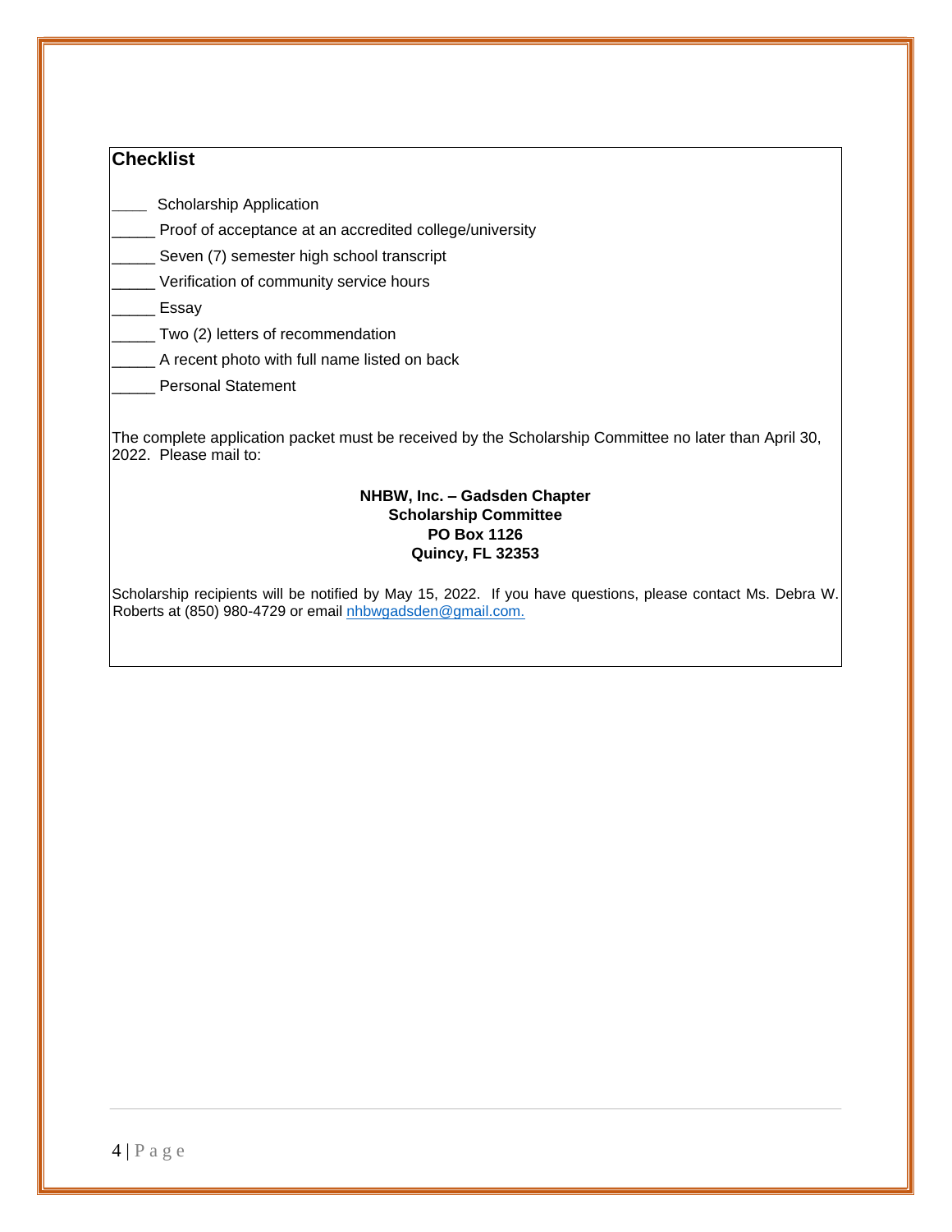## Checklist

____ Scholarship Application

_____ Proof of acceptance at an accredited college/university

_____ Seven (7) semester high school transcript

_____ Verification of community service hours

_____ Essay

_____ Two (2) letters of recommendation

_____ A recent photo with full name listed on back

_____ Personal Statement

The complete application packet must be received by the Scholarship Committee no later than April 30, 2022. Please mail to:

**NHBW, Inc. – Gadsden Chapter**
**Scholarship Committee**
**PO Box 1126**
**Quincy, FL 32353**

Scholarship recipients will be notified by May 15, 2022. If you have questions, please contact Ms. Debra W. Roberts at (850) 980-4729 or email nhbwgadsden@gmail.com.